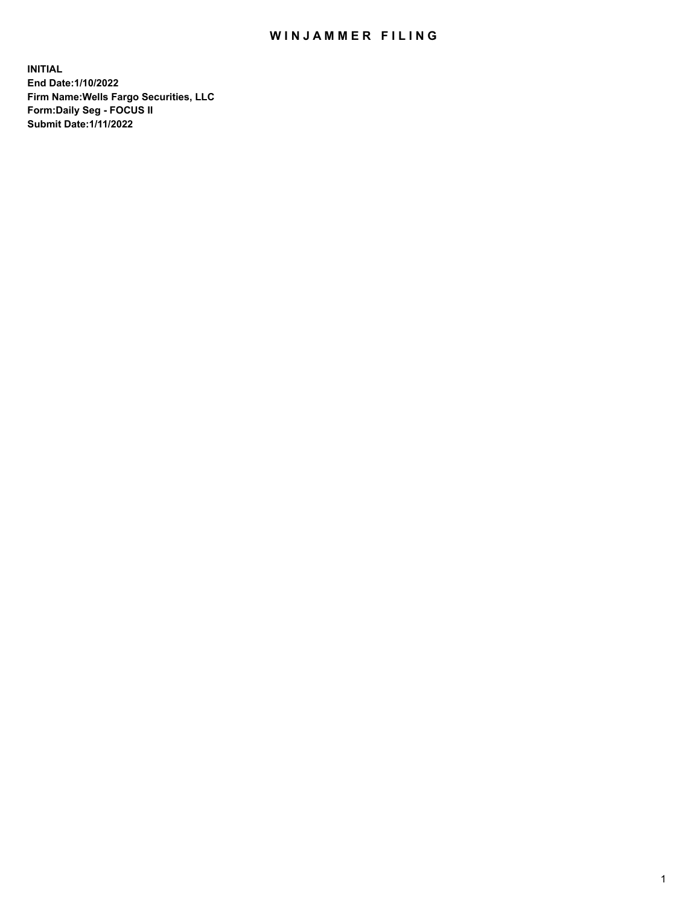# WINJAMMER FILING

**INITIAL**
**End Date:1/10/2022**
**Firm Name:Wells Fargo Securities, LLC**
**Form:Daily Seg - FOCUS II**
**Submit Date:1/11/2022**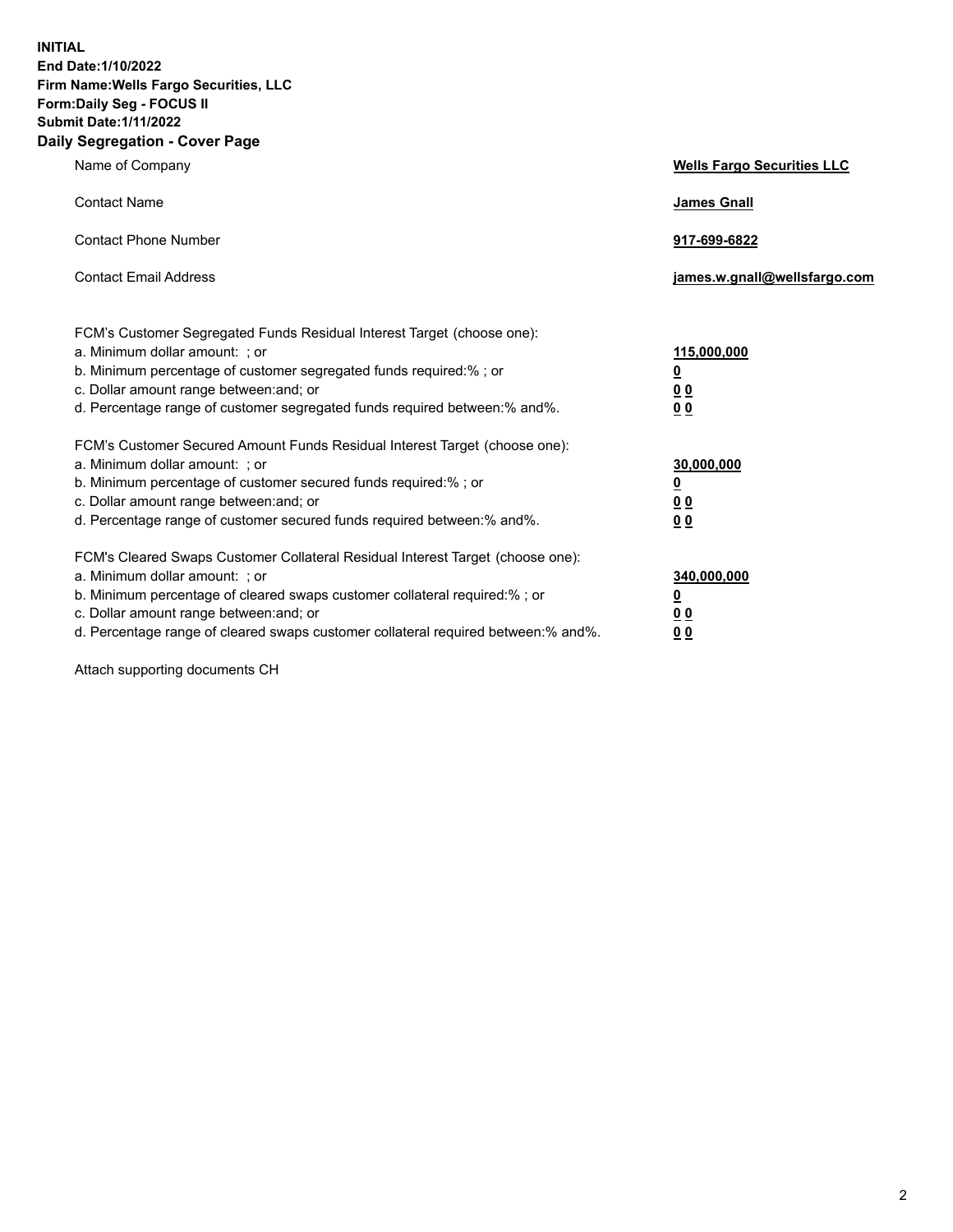**INITIAL**
**End Date:1/10/2022**
**Firm Name:Wells Fargo Securities, LLC**
**Form:Daily Seg - FOCUS II**
**Submit Date:1/11/2022**

## Daily Segregation - Cover Page

| | |
|---|---|
| Name of Company | **Wells Fargo Securities LLC** |
| Contact Name | **James Gnall** |
| Contact Phone Number | **917-699-6822** |
| Contact Email Address | **james.w.gnall@wellsfargo.com** |
| | |
| FCM's Customer Segregated Funds Residual Interest Target (choose one): | |
| a. Minimum dollar amount: ; or | **115,000,000** |
| b. Minimum percentage of customer segregated funds required:% ; or | **0** |
| c. Dollar amount range between:and; or | **0 0** |
| d. Percentage range of customer segregated funds required between:% and%. | **0 0** |
| | |
| FCM's Customer Secured Amount Funds Residual Interest Target (choose one): | |
| a. Minimum dollar amount: ; or | **30,000,000** |
| b. Minimum percentage of customer secured funds required:% ; or | **0** |
| c. Dollar amount range between:and; or | **0 0** |
| d. Percentage range of customer secured funds required between:% and%. | **0 0** |
| | |
| FCM's Cleared Swaps Customer Collateral Residual Interest Target (choose one): | |
| a. Minimum dollar amount: ; or | **340,000,000** |
| b. Minimum percentage of cleared swaps customer collateral required:% ; or | **0** |
| c. Dollar amount range between:and; or | **0 0** |
| d. Percentage range of cleared swaps customer collateral required between:% and%. | **0 0** |

Attach supporting documents CH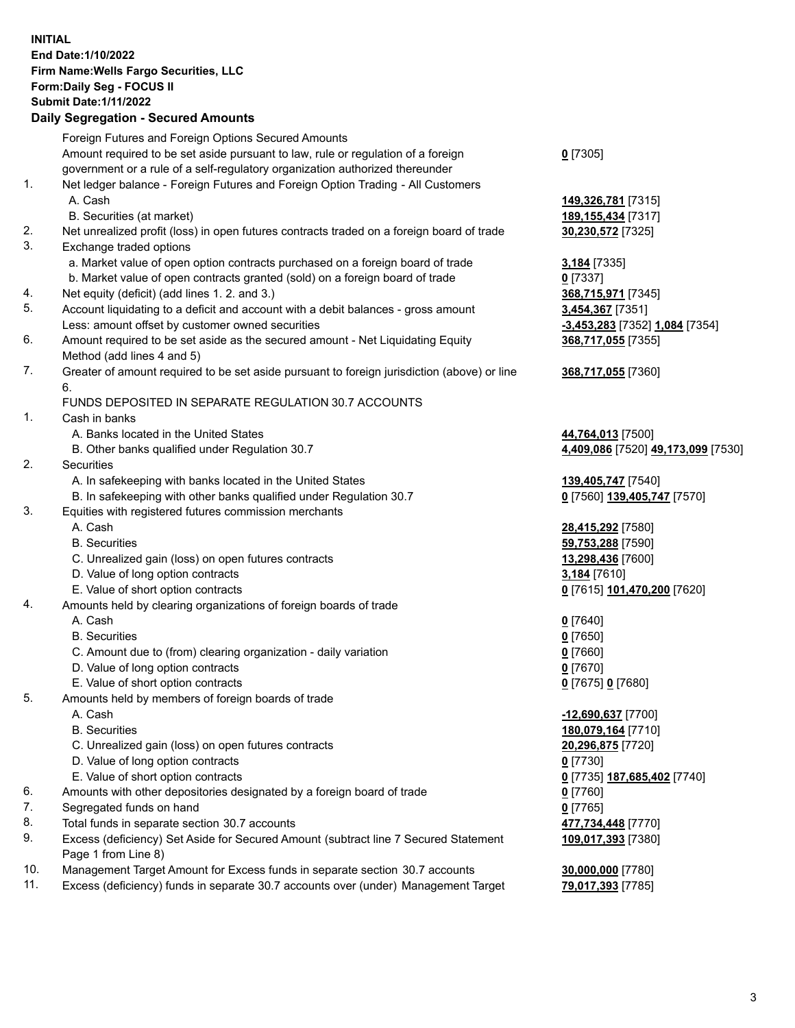**INITIAL**
**End Date:1/10/2022**
**Firm Name:Wells Fargo Securities, LLC**
**Form:Daily Seg - FOCUS II**
**Submit Date:1/11/2022**

## Daily Segregation - Secured Amounts

| | | |
|---|---|---|
| | Foreign Futures and Foreign Options Secured Amounts | |
| | Amount required to be set aside pursuant to law, rule or regulation of a foreign government or a rule of a self-regulatory organization authorized thereunder | **0** [7305] |
| 1. | Net ledger balance - Foreign Futures and Foreign Option Trading - All Customers | |
| | A. Cash | **149,326,781** [7315] |
| | B. Securities (at market) | **189,155,434** [7317] |
| 2. | Net unrealized profit (loss) in open futures contracts traded on a foreign board of trade | **30,230,572** [7325] |
| 3. | Exchange traded options | |
| | a. Market value of open option contracts purchased on a foreign board of trade | **3,184** [7335] |
| | b. Market value of open contracts granted (sold) on a foreign board of trade | **0** [7337] |
| 4. | Net equity (deficit) (add lines 1. 2. and 3.) | **368,715,971** [7345] |
| 5. | Account liquidating to a deficit and account with a debit balances - gross amount | **3,454,367** [7351] |
| | Less: amount offset by customer owned securities | **-3,453,283** [7352] **1,084** [7354] |
| 6. | Amount required to be set aside as the secured amount - Net Liquidating Equity Method (add lines 4 and 5) | **368,717,055** [7355] |
| 7. | Greater of amount required to be set aside pursuant to foreign jurisdiction (above) or line 6. | **368,717,055** [7360] |
| | FUNDS DEPOSITED IN SEPARATE REGULATION 30.7 ACCOUNTS | |
| 1. | Cash in banks | |
| | A. Banks located in the United States | **44,764,013** [7500] |
| | B. Other banks qualified under Regulation 30.7 | **4,409,086** [7520] **49,173,099** [7530] |
| 2. | Securities | |
| | A. In safekeeping with banks located in the United States | **139,405,747** [7540] |
| | B. In safekeeping with other banks qualified under Regulation 30.7 | **0** [7560] **139,405,747** [7570] |
| 3. | Equities with registered futures commission merchants | |
| | A. Cash | **28,415,292** [7580] |
| | B. Securities | **59,753,288** [7590] |
| | C. Unrealized gain (loss) on open futures contracts | **13,298,436** [7600] |
| | D. Value of long option contracts | **3,184** [7610] |
| | E. Value of short option contracts | **0** [7615] **101,470,200** [7620] |
| 4. | Amounts held by clearing organizations of foreign boards of trade | |
| | A. Cash | **0** [7640] |
| | B. Securities | **0** [7650] |
| | C. Amount due to (from) clearing organization - daily variation | **0** [7660] |
| | D. Value of long option contracts | **0** [7670] |
| | E. Value of short option contracts | **0** [7675] **0** [7680] |
| 5. | Amounts held by members of foreign boards of trade | |
| | A. Cash | **-12,690,637** [7700] |
| | B. Securities | **180,079,164** [7710] |
| | C. Unrealized gain (loss) on open futures contracts | **20,296,875** [7720] |
| | D. Value of long option contracts | **0** [7730] |
| | E. Value of short option contracts | **0** [7735] **187,685,402** [7740] |
| 6. | Amounts with other depositories designated by a foreign board of trade | **0** [7760] |
| 7. | Segregated funds on hand | **0** [7765] |
| 8. | Total funds in separate section 30.7 accounts | **477,734,448** [7770] |
| 9. | Excess (deficiency) Set Aside for Secured Amount (subtract line 7 Secured Statement Page 1 from Line 8) | **109,017,393** [7380] |
| 10. | Management Target Amount for Excess funds in separate section 30.7 accounts | **30,000,000** [7780] |
| 11. | Excess (deficiency) funds in separate 30.7 accounts over (under) Management Target | **79,017,393** [7785] |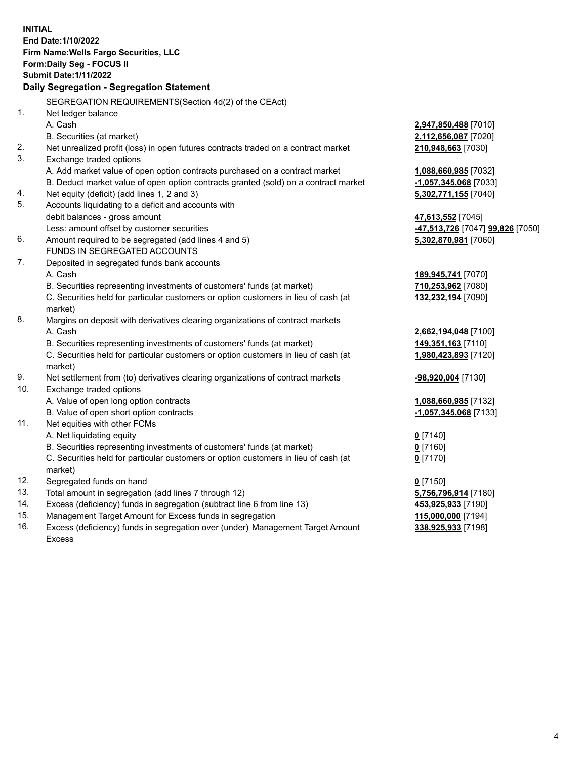**INITIAL**
**End Date:1/10/2022**
**Firm Name:Wells Fargo Securities, LLC**
**Form:Daily Seg - FOCUS II**
**Submit Date:1/11/2022**

## Daily Segregation - Segregation Statement

SEGREGATION REQUIREMENTS(Section 4d(2) of the CEAct)

| | | |
|---|---|---|
| 1. | Net ledger balance | |
| | A. Cash | **2,947,850,488** [7010] |
| | B. Securities (at market) | **2,112,656,087** [7020] |
| 2. | Net unrealized profit (loss) in open futures contracts traded on a contract market | **210,948,663** [7030] |
| 3. | Exchange traded options | |
| | A. Add market value of open option contracts purchased on a contract market | **1,088,660,985** [7032] |
| | B. Deduct market value of open option contracts granted (sold) on a contract market | **-1,057,345,068** [7033] |
| 4. | Net equity (deficit) (add lines 1, 2 and 3) | **5,302,771,155** [7040] |
| 5. | Accounts liquidating to a deficit and accounts with debit balances - gross amount | **47,613,552** [7045] |
| | Less: amount offset by customer securities | **-47,513,726** [7047] **99,826** [7050] |
| 6. | Amount required to be segregated (add lines 4 and 5) | **5,302,870,981** [7060] |
| | FUNDS IN SEGREGATED ACCOUNTS | |
| 7. | Deposited in segregated funds bank accounts | |
| | A. Cash | **189,945,741** [7070] |
| | B. Securities representing investments of customers' funds (at market) | **710,253,962** [7080] |
| | C. Securities held for particular customers or option customers in lieu of cash (at market) | **132,232,194** [7090] |
| 8. | Margins on deposit with derivatives clearing organizations of contract markets | |
| | A. Cash | **2,662,194,048** [7100] |
| | B. Securities representing investments of customers' funds (at market) | **149,351,163** [7110] |
| | C. Securities held for particular customers or option customers in lieu of cash (at market) | **1,980,423,893** [7120] |
| 9. | Net settlement from (to) derivatives clearing organizations of contract markets | **-98,920,004** [7130] |
| 10. | Exchange traded options | |
| | A. Value of open long option contracts | **1,088,660,985** [7132] |
| | B. Value of open short option contracts | **-1,057,345,068** [7133] |
| 11. | Net equities with other FCMs | |
| | A. Net liquidating equity | **0** [7140] |
| | B. Securities representing investments of customers' funds (at market) | **0** [7160] |
| | C. Securities held for particular customers or option customers in lieu of cash (at market) | **0** [7170] |
| 12. | Segregated funds on hand | **0** [7150] |
| 13. | Total amount in segregation (add lines 7 through 12) | **5,756,796,914** [7180] |
| 14. | Excess (deficiency) funds in segregation (subtract line 6 from line 13) | **453,925,933** [7190] |
| 15. | Management Target Amount for Excess funds in segregation | **115,000,000** [7194] |
| 16. | Excess (deficiency) funds in segregation over (under) Management Target Amount Excess | **338,925,933** [7198] |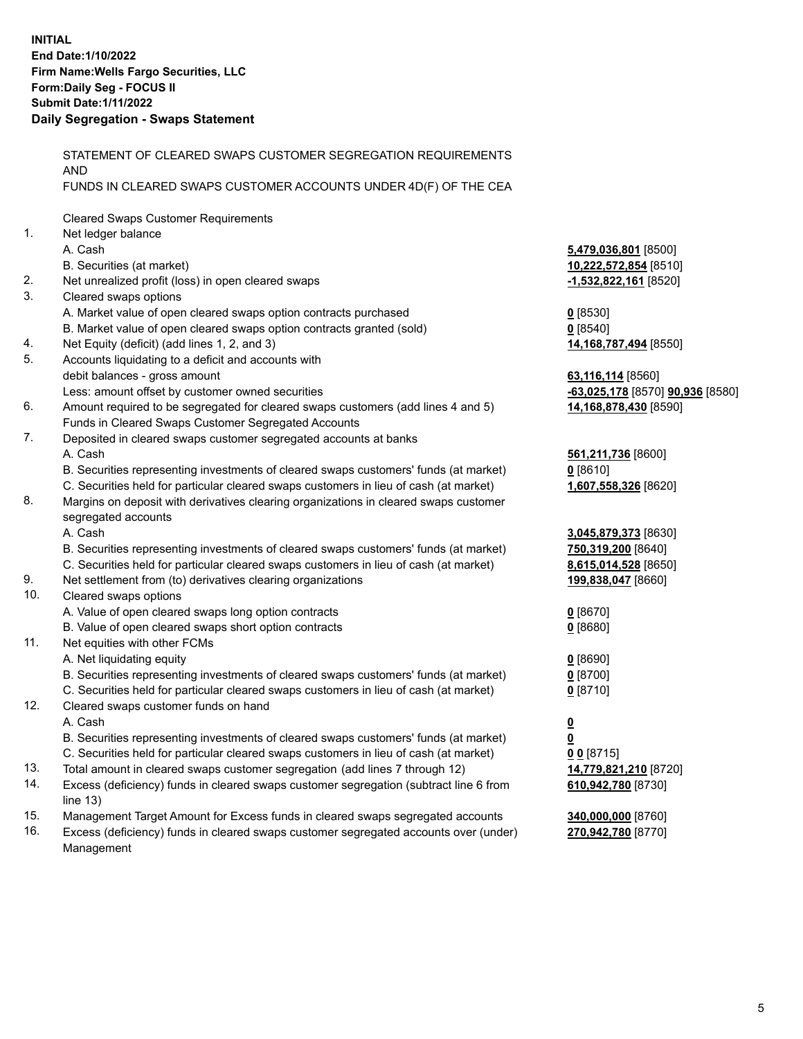**INITIAL**
**End Date:1/10/2022**
**Firm Name:Wells Fargo Securities, LLC**
**Form:Daily Seg - FOCUS II**
**Submit Date:1/11/2022**
**Daily Segregation - Swaps Statement**

STATEMENT OF CLEARED SWAPS CUSTOMER SEGREGATION REQUIREMENTS AND FUNDS IN CLEARED SWAPS CUSTOMER ACCOUNTS UNDER 4D(F) OF THE CEA

| | | |
|---|---|---|
| | Cleared Swaps Customer Requirements | |
| 1. | Net ledger balance | |
| | A. Cash | **5,479,036,801** [8500] |
| | B. Securities (at market) | **10,222,572,854** [8510] |
| 2. | Net unrealized profit (loss) in open cleared swaps | **-1,532,822,161** [8520] |
| 3. | Cleared swaps options | |
| | A. Market value of open cleared swaps option contracts purchased | **0** [8530] |
| | B. Market value of open cleared swaps option contracts granted (sold) | **0** [8540] |
| 4. | Net Equity (deficit) (add lines 1, 2, and 3) | **14,168,787,494** [8550] |
| 5. | Accounts liquidating to a deficit and accounts with | |
| | debit balances - gross amount | **63,116,114** [8560] |
| | Less: amount offset by customer owned securities | **-63,025,178** [8570] **90,936** [8580] |
| 6. | Amount required to be segregated for cleared swaps customers (add lines 4 and 5) | **14,168,878,430** [8590] |
| | Funds in Cleared Swaps Customer Segregated Accounts | |
| 7. | Deposited in cleared swaps customer segregated accounts at banks | |
| | A. Cash | **561,211,736** [8600] |
| | B. Securities representing investments of cleared swaps customers' funds (at market) | **0** [8610] |
| | C. Securities held for particular cleared swaps customers in lieu of cash (at market) | **1,607,558,326** [8620] |
| 8. | Margins on deposit with derivatives clearing organizations in cleared swaps customer segregated accounts | |
| | A. Cash | **3,045,879,373** [8630] |
| | B. Securities representing investments of cleared swaps customers' funds (at market) | **750,319,200** [8640] |
| | C. Securities held for particular cleared swaps customers in lieu of cash (at market) | **8,615,014,528** [8650] |
| 9. | Net settlement from (to) derivatives clearing organizations | **199,838,047** [8660] |
| 10. | Cleared swaps options | |
| | A. Value of open cleared swaps long option contracts | **0** [8670] |
| | B. Value of open cleared swaps short option contracts | **0** [8680] |
| 11. | Net equities with other FCMs | |
| | A. Net liquidating equity | **0** [8690] |
| | B. Securities representing investments of cleared swaps customers' funds (at market) | **0** [8700] |
| | C. Securities held for particular cleared swaps customers in lieu of cash (at market) | **0** [8710] |
| 12. | Cleared swaps customer funds on hand | |
| | A. Cash | **0** |
| | B. Securities representing investments of cleared swaps customers' funds (at market) | **0** |
| | C. Securities held for particular cleared swaps customers in lieu of cash (at market) | **0** **0** [8715] |
| 13. | Total amount in cleared swaps customer segregation (add lines 7 through 12) | **14,779,821,210** [8720] |
| 14. | Excess (deficiency) funds in cleared swaps customer segregation (subtract line 6 from line 13) | **610,942,780** [8730] |
| 15. | Management Target Amount for Excess funds in cleared swaps segregated accounts | **340,000,000** [8760] |
| 16. | Excess (deficiency) funds in cleared swaps customer segregated accounts over (under) Management | **270,942,780** [8770] |